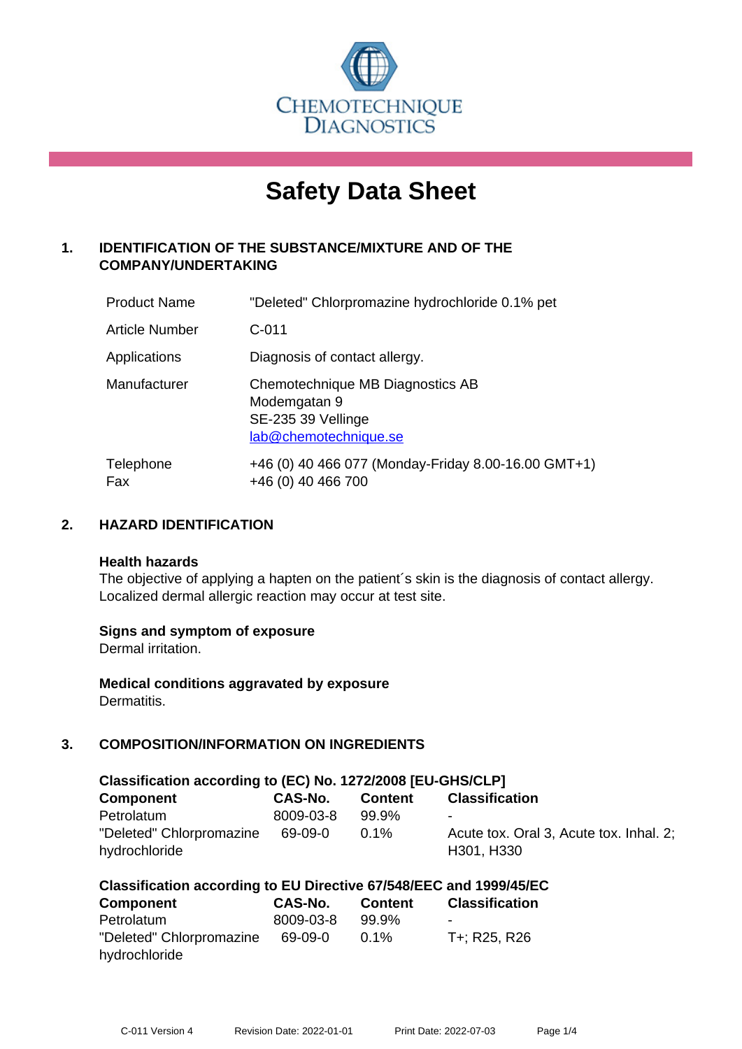CHEMOTECHNIQUE DIAGNOSTICS

# Safety Data Sheet

## 1. IDENTIFICATION OF THE SUBSTANCE/MIXTURE AND OF THE COMPANY/UNDERTAKING

| | |
|---|---|
| Product Name | "Deleted" Chlorpromazine hydrochloride 0.1% pet |
| Article Number | C-011 |
| Applications | Diagnosis of contact allergy. |
| Manufacturer | Chemotechnique MB Diagnostics AB<br>Modemgatan 9<br>SE-235 39 Vellinge<br>lab@chemotechnique.se |
| Telephone<br>Fax | +46 (0) 40 466 077 (Monday-Friday 8.00-16.00 GMT+1)<br>+46 (0) 40 466 700 |

## 2. HAZARD IDENTIFICATION

**Health hazards**

The objective of applying a hapten on the patient´s skin is the diagnosis of contact allergy. Localized dermal allergic reaction may occur at test site.

**Signs and symptom of exposure**

Dermal irritation.

**Medical conditions aggravated by exposure**

Dermatitis.

## 3. COMPOSITION/INFORMATION ON INGREDIENTS

**Classification according to (EC) No. 1272/2008 [EU-GHS/CLP]**

| Component | CAS-No. | Content | Classification |
|---|---|---|---|
| Petrolatum | 8009-03-8 | 99.9% | - |
| "Deleted" Chlorpromazine hydrochloride | 69-09-0 | 0.1% | Acute tox. Oral 3, Acute tox. Inhal. 2; H301, H330 |

**Classification according to EU Directive 67/548/EEC and 1999/45/EC**

| Component | CAS-No. | Content | Classification |
|---|---|---|---|
| Petrolatum | 8009-03-8 | 99.9% | - |
| "Deleted" Chlorpromazine hydrochloride | 69-09-0 | 0.1% | T+; R25, R26 |

C-011 Version 4 Revision Date: 2022-01-01 Print Date: 2022-07-03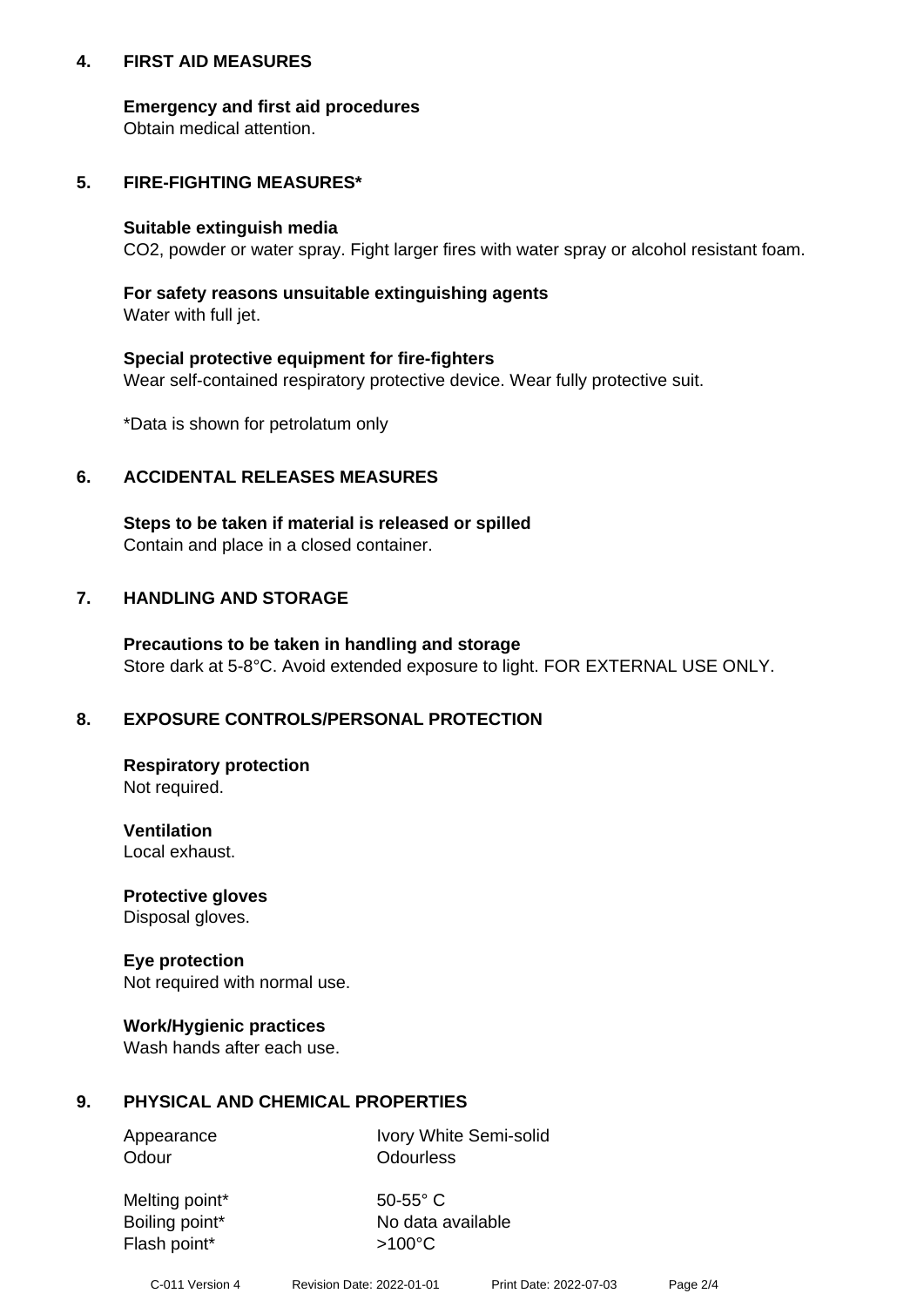## 4. FIRST AID MEASURES

**Emergency and first aid procedures**
Obtain medical attention.

## 5. FIRE-FIGHTING MEASURES*

**Suitable extinguish media**
$CO_2$, powder or water spray. Fight larger fires with water spray or alcohol resistant foam.

**For safety reasons unsuitable extinguishing agents**
Water with full jet.

**Special protective equipment for fire-fighters**
Wear self-contained respiratory protective device. Wear fully protective suit.

*Data is shown for petrolatum only

## 6. ACCIDENTAL RELEASES MEASURES

**Steps to be taken if material is released or spilled**
Contain and place in a closed container.

## 7. HANDLING AND STORAGE

**Precautions to be taken in handling and storage**
Store dark at 5-8°C. Avoid extended exposure to light. FOR EXTERNAL USE ONLY.

## 8. EXPOSURE CONTROLS/PERSONAL PROTECTION

**Respiratory protection**
Not required.

**Ventilation**
Local exhaust.

**Protective gloves**
Disposal gloves.

**Eye protection**
Not required with normal use.

**Work/Hygienic practices**
Wash hands after each use.

## 9. PHYSICAL AND CHEMICAL PROPERTIES

| | |
|---|---|
| Appearance | Ivory White Semi-solid |
| Odour | Odourless |
| Melting point* | 50-55° C |
| Boiling point* | No data available |
| Flash point* | >100°C |

C-011 Version 4 Revision Date: 2022-01-01 Print Date: 2022-07-03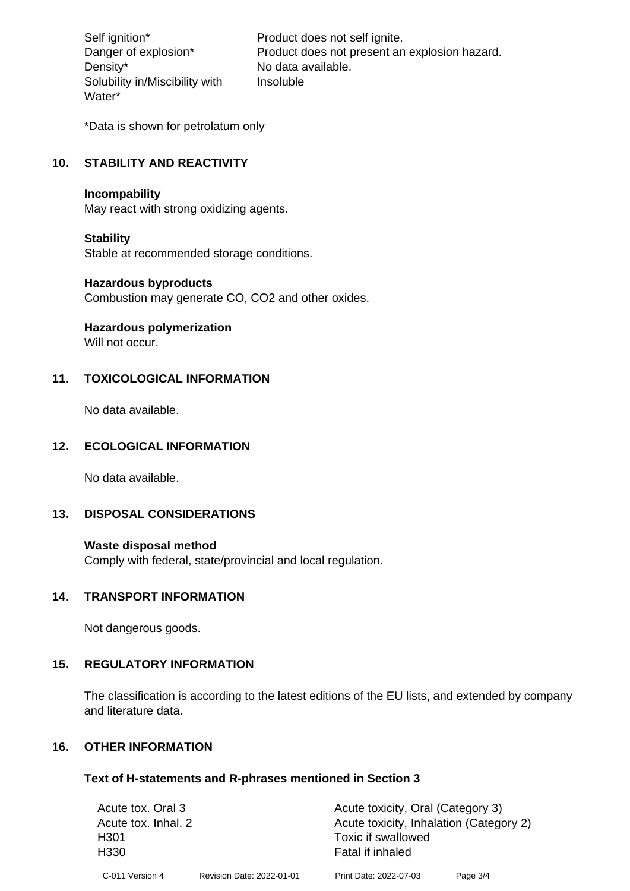| | |
|---|---|
| Self ignition* | Product does not self ignite. |
| Danger of explosion* | Product does not present an explosion hazard. |
| Density* | No data available. |
| Solubility in/Miscibility with Water* | Insoluble |

*Data is shown for petrolatum only

## 10. STABILITY AND REACTIVITY

**Incompability**
May react with strong oxidizing agents.

**Stability**
Stable at recommended storage conditions.

**Hazardous byproducts**
Combustion may generate CO, $CO_2$ and other oxides.

**Hazardous polymerization**
Will not occur.

## 11. TOXICOLOGICAL INFORMATION

No data available.

## 12. ECOLOGICAL INFORMATION

No data available.

## 13. DISPOSAL CONSIDERATIONS

**Waste disposal method**
Comply with federal, state/provincial and local regulation.

## 14. TRANSPORT INFORMATION

Not dangerous goods.

## 15. REGULATORY INFORMATION

The classification is according to the latest editions of the EU lists, and extended by company and literature data.

## 16. OTHER INFORMATION

**Text of H-statements and R-phrases mentioned in Section 3**

| | |
|---|---|
| Acute tox. Oral 3 | Acute toxicity, Oral (Category 3) |
| Acute tox. Inhal. 2 | Acute toxicity, Inhalation (Category 2) |
| H301 | Toxic if swallowed |
| H330 | Fatal if inhaled |

C-011 Version 4 Revision Date: 2022-01-01 Print Date: 2022-07-03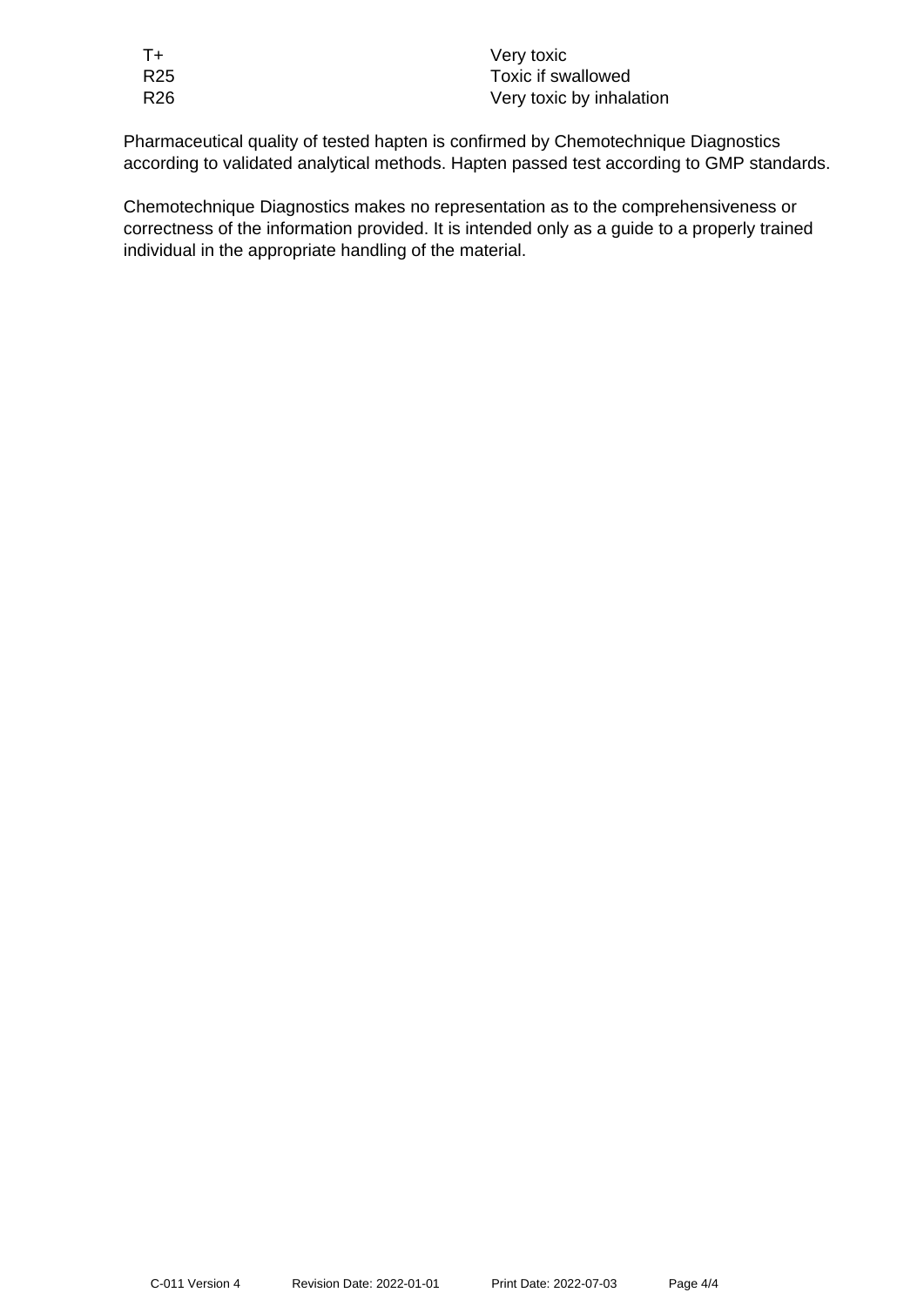| | |
|---|---|
| T+ | Very toxic |
| R25 | Toxic if swallowed |
| R26 | Very toxic by inhalation |

Pharmaceutical quality of tested hapten is confirmed by Chemotechnique Diagnostics according to validated analytical methods. Hapten passed test according to GMP standards.

Chemotechnique Diagnostics makes no representation as to the comprehensiveness or correctness of the information provided. It is intended only as a guide to a properly trained individual in the appropriate handling of the material.